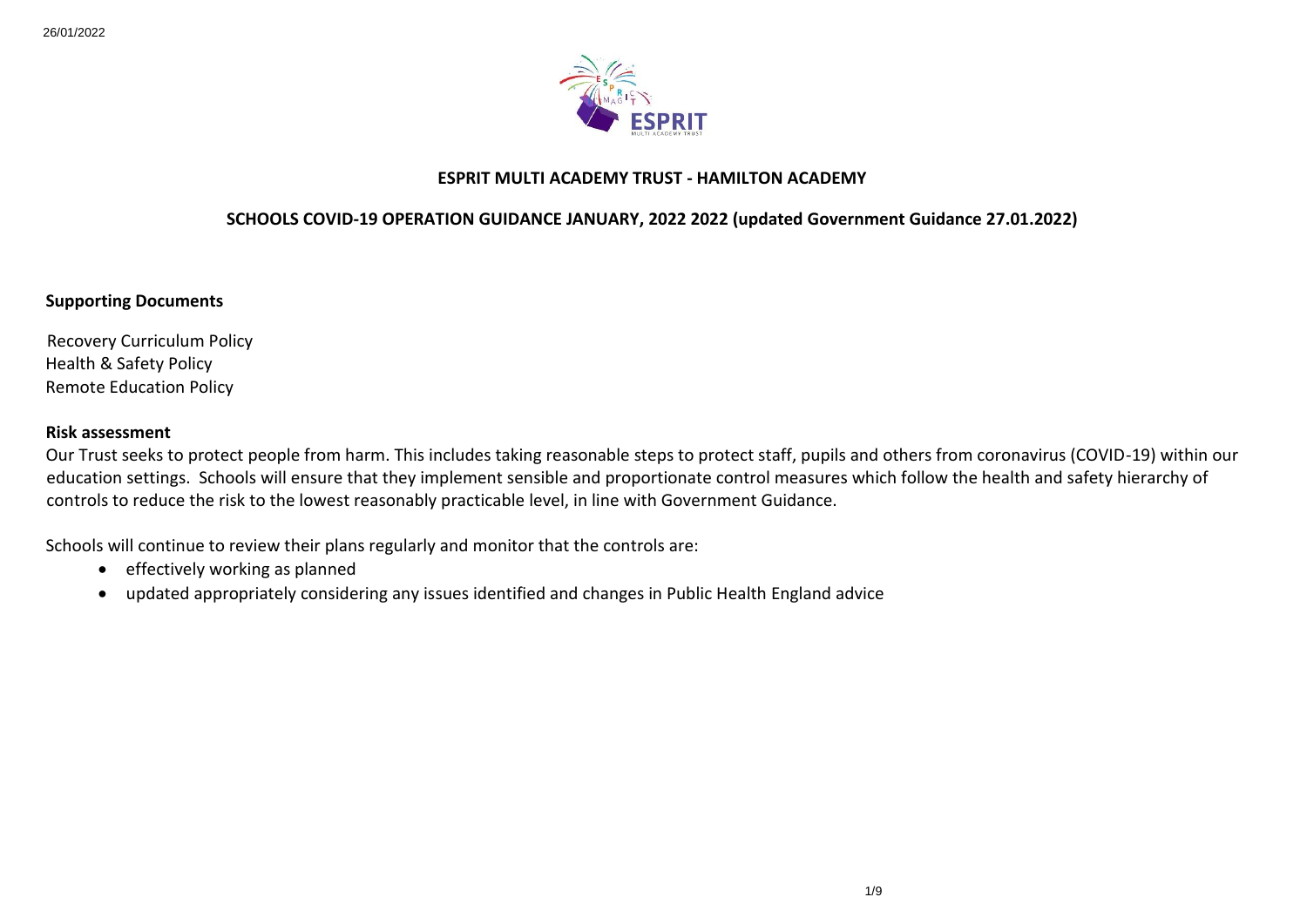# ESPRIT MULTI ACADEMY TRUST - HAMILTON ACADEMY

## SCHOOLS COVID-19 OPERATION GUIDANCE JANUARY, 2022 2022 (updated Government Guidance 27.01.2022)

**Supporting Documents**

Recovery Curriculum Policy
Health & Safety Policy
Remote Education Policy

**Risk assessment**

Our Trust seeks to protect people from harm. This includes taking reasonable steps to protect staff, pupils and others from coronavirus (COVID-19) within our education settings. Schools will ensure that they implement sensible and proportionate control measures which follow the health and safety hierarchy of controls to reduce the risk to the lowest reasonably practicable level, in line with Government Guidance.

Schools will continue to review their plans regularly and monitor that the controls are:

- effectively working as planned
- updated appropriately considering any issues identified and changes in Public Health England advice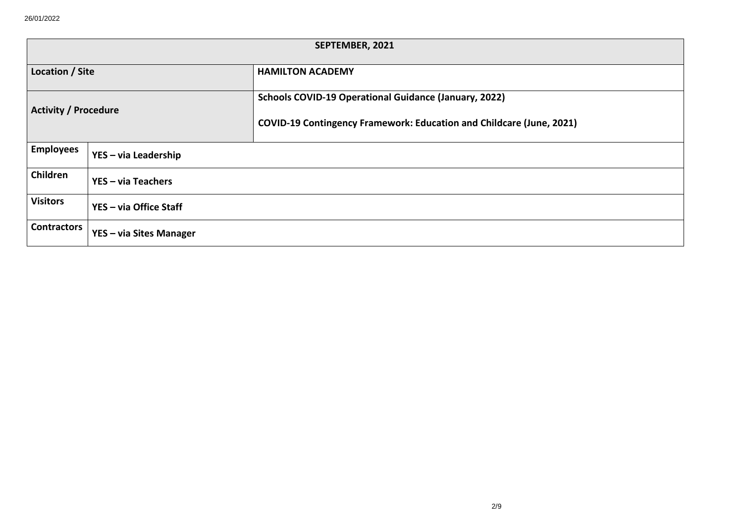| SEPTEMBER, 2021 | | |
|---|---|---|
| **Location / Site** | | **HAMILTON ACADEMY** |
| **Activity / Procedure** | | **Schools COVID-19 Operational Guidance (January, 2022)**<br><br>**COVID-19 Contingency Framework: Education and Childcare (June, 2021)** |
| **Employees** | **YES – via Leadership** | |
| **Children** | **YES – via Teachers** | |
| **Visitors** | **YES – via Office Staff** | |
| **Contractors** | **YES – via Sites Manager** | |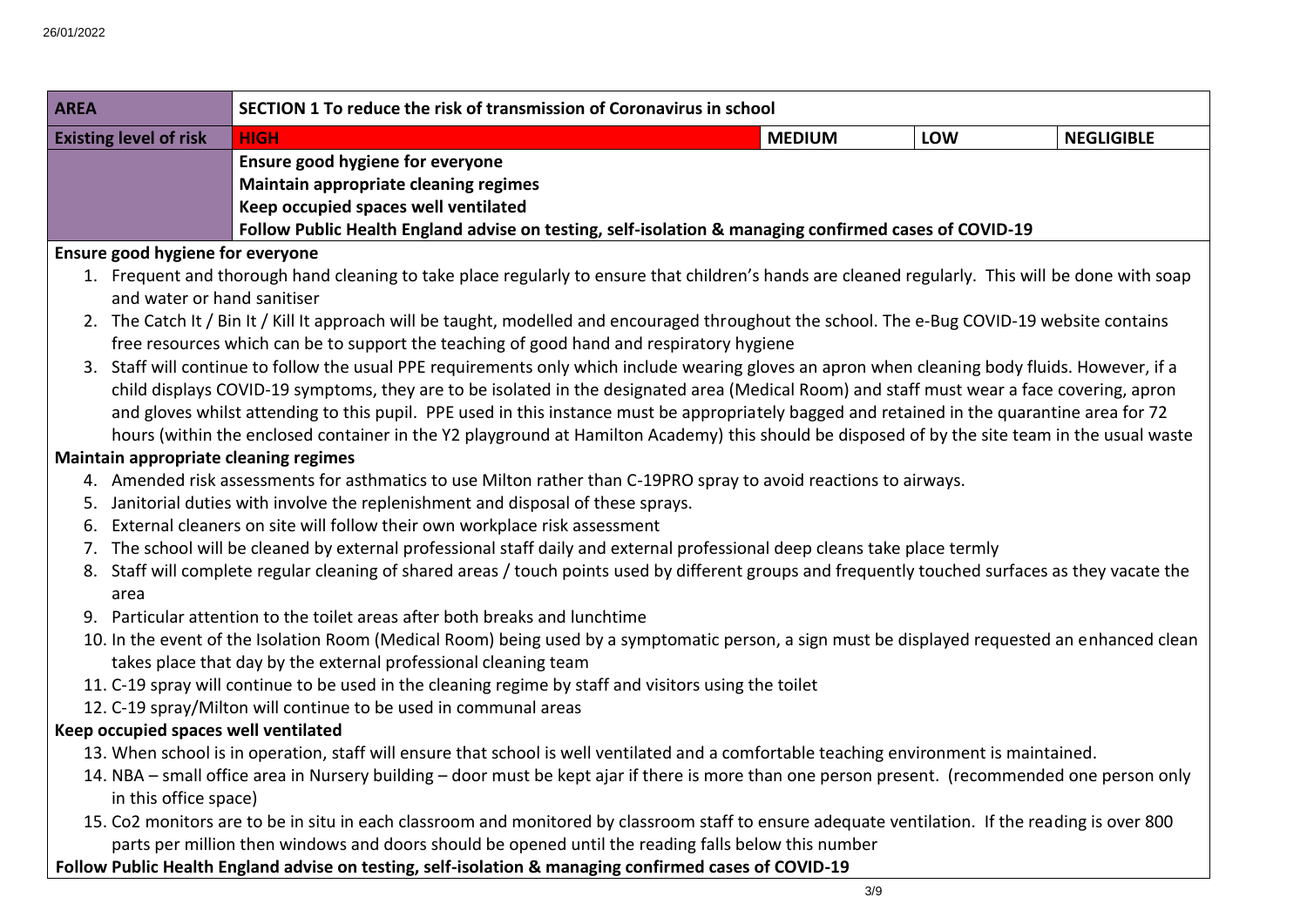| AREA | SECTION 1 To reduce the risk of transmission of Coronavirus in school | | | |
|---|---|---|---|---|
| **Existing level of risk** | **HIGH** | **MEDIUM** | **LOW** | **NEGLIGIBLE** |
| | **Ensure good hygiene for everyone**<br>**Maintain appropriate cleaning regimes**<br>**Keep occupied spaces well ventilated**<br>**Follow Public Health England advise on testing, self-isolation & managing confirmed cases of COVID-19** | | | |

**Ensure good hygiene for everyone**

1. Frequent and thorough hand cleaning to take place regularly to ensure that children's hands are cleaned regularly. This will be done with soap and water or hand sanitiser
2. The Catch It / Bin It / Kill It approach will be taught, modelled and encouraged throughout the school. The e-Bug COVID-19 website contains free resources which can be to support the teaching of good hand and respiratory hygiene
3. Staff will continue to follow the usual PPE requirements only which include wearing gloves an apron when cleaning body fluids. However, if a child displays COVID-19 symptoms, they are to be isolated in the designated area (Medical Room) and staff must wear a face covering, apron and gloves whilst attending to this pupil. PPE used in this instance must be appropriately bagged and retained in the quarantine area for 72 hours (within the enclosed container in the Y2 playground at Hamilton Academy) this should be disposed of by the site team in the usual waste

**Maintain appropriate cleaning regimes**

4. Amended risk assessments for asthmatics to use Milton rather than C-19PRO spray to avoid reactions to airways.
5. Janitorial duties with involve the replenishment and disposal of these sprays.
6. External cleaners on site will follow their own workplace risk assessment
7. The school will be cleaned by external professional staff daily and external professional deep cleans take place termly
8. Staff will complete regular cleaning of shared areas / touch points used by different groups and frequently touched surfaces as they vacate the area
9. Particular attention to the toilet areas after both breaks and lunchtime
10. In the event of the Isolation Room (Medical Room) being used by a symptomatic person, a sign must be displayed requested an enhanced clean takes place that day by the external professional cleaning team
11. C-19 spray will continue to be used in the cleaning regime by staff and visitors using the toilet
12. C-19 spray/Milton will continue to be used in communal areas

**Keep occupied spaces well ventilated**

13. When school is in operation, staff will ensure that school is well ventilated and a comfortable teaching environment is maintained.
14. NBA – small office area in Nursery building – door must be kept ajar if there is more than one person present. (recommended one person only in this office space)
15. Co2 monitors are to be in situ in each classroom and monitored by classroom staff to ensure adequate ventilation. If the reading is over 800 parts per million then windows and doors should be opened until the reading falls below this number

**Follow Public Health England advise on testing, self-isolation & managing confirmed cases of COVID-19**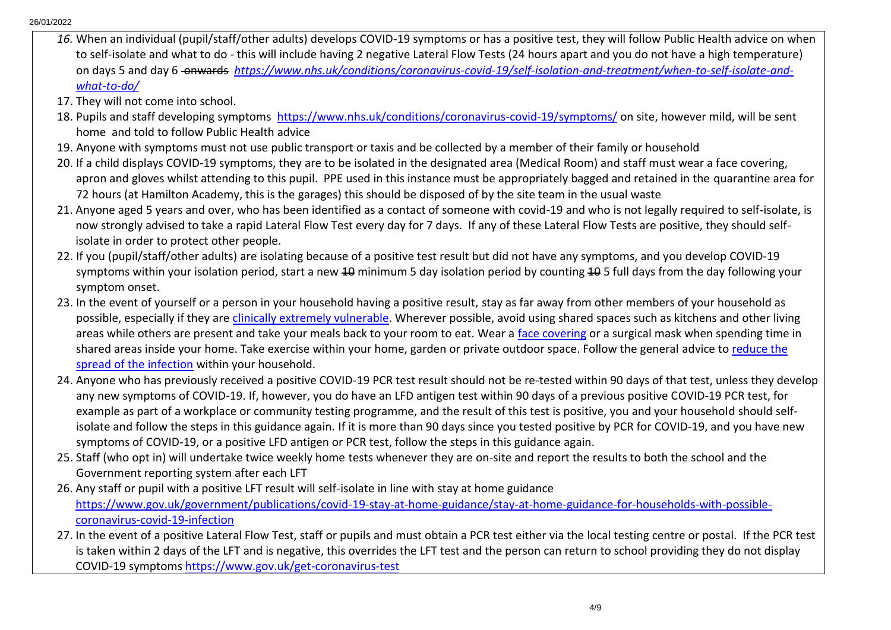16. When an individual (pupil/staff/other adults) develops COVID-19 symptoms or has a positive test, they will follow Public Health advice on when to self-isolate and what to do - this will include having 2 negative Lateral Flow Tests (24 hours apart and you do not have a high temperature) on days 5 and day 6 ~~onwards~~ *[https://www.nhs.uk/conditions/coronavirus-covid-19/self-isolation-and-treatment/when-to-self-isolate-and-what-to-do/](https://www.nhs.uk/conditions/coronavirus-covid-19/self-isolation-and-treatment/when-to-self-isolate-and-what-to-do/)*
17. They will not come into school.
18. Pupils and staff developing symptoms [https://www.nhs.uk/conditions/coronavirus-covid-19/symptoms/](https://www.nhs.uk/conditions/coronavirus-covid-19/symptoms/) on site, however mild, will be sent home and told to follow Public Health advice
19. Anyone with symptoms must not use public transport or taxis and be collected by a member of their family or household
20. If a child displays COVID-19 symptoms, they are to be isolated in the designated area (Medical Room) and staff must wear a face covering, apron and gloves whilst attending to this pupil. PPE used in this instance must be appropriately bagged and retained in the quarantine area for 72 hours (at Hamilton Academy, this is the garages) this should be disposed of by the site team in the usual waste
21. Anyone aged 5 years and over, who has been identified as a contact of someone with covid-19 and who is not legally required to self-isolate, is now strongly advised to take a rapid Lateral Flow Test every day for 7 days. If any of these Lateral Flow Tests are positive, they should self-isolate in order to protect other people.
22. If you (pupil/staff/other adults) are isolating because of a positive test result but did not have any symptoms, and you develop COVID-19 symptoms within your isolation period, start a new ~~10~~ minimum 5 day isolation period by counting ~~10~~ 5 full days from the day following your symptom onset.
23. In the event of yourself or a person in your household having a positive result, stay as far away from other members of your household as possible, especially if they are clinically extremely vulnerable. Wherever possible, avoid using shared spaces such as kitchens and other living areas while others are present and take your meals back to your room to eat. Wear a face covering or a surgical mask when spending time in shared areas inside your home. Take exercise within your home, garden or private outdoor space. Follow the general advice to reduce the spread of the infection within your household.
24. Anyone who has previously received a positive COVID-19 PCR test result should not be re-tested within 90 days of that test, unless they develop any new symptoms of COVID-19. If, however, you do have an LFD antigen test within 90 days of a previous positive COVID-19 PCR test, for example as part of a workplace or community testing programme, and the result of this test is positive, you and your household should self-isolate and follow the steps in this guidance again. If it is more than 90 days since you tested positive by PCR for COVID-19, and you have new symptoms of COVID-19, or a positive LFD antigen or PCR test, follow the steps in this guidance again.
25. Staff (who opt in) will undertake twice weekly home tests whenever they are on-site and report the results to both the school and the Government reporting system after each LFT
26. Any staff or pupil with a positive LFT result will self-isolate in line with stay at home guidance [https://www.gov.uk/government/publications/covid-19-stay-at-home-guidance/stay-at-home-guidance-for-households-with-possible-coronavirus-covid-19-infection](https://www.gov.uk/government/publications/covid-19-stay-at-home-guidance/stay-at-home-guidance-for-households-with-possible-coronavirus-covid-19-infection)
27. In the event of a positive Lateral Flow Test, staff or pupils and must obtain a PCR test either via the local testing centre or postal. If the PCR test is taken within 2 days of the LFT and is negative, this overrides the LFT test and the person can return to school providing they do not display COVID-19 symptoms [https://www.gov.uk/get-coronavirus-test](https://www.gov.uk/get-coronavirus-test)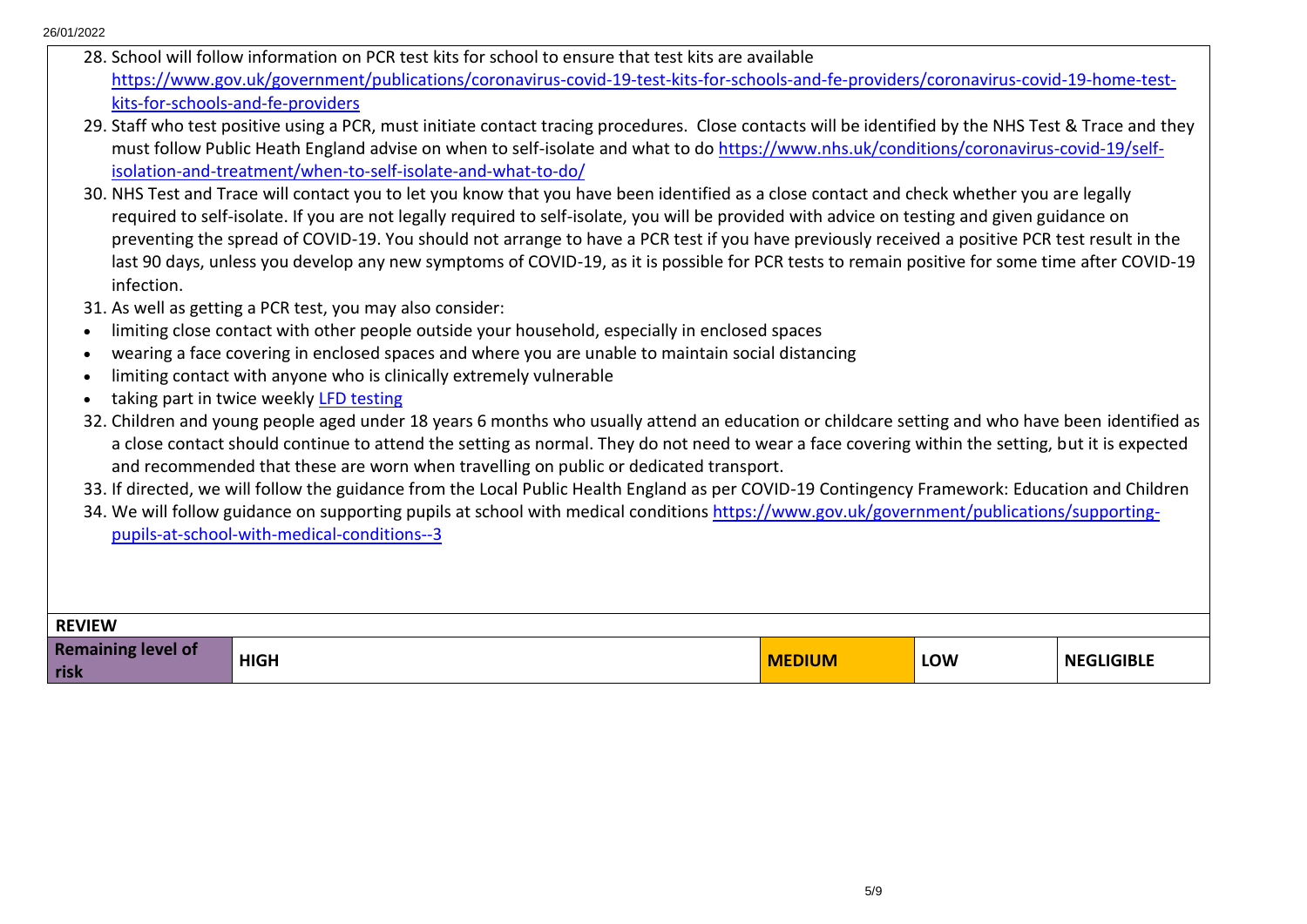28. School will follow information on PCR test kits for school to ensure that test kits are available [https://www.gov.uk/government/publications/coronavirus-covid-19-test-kits-for-schools-and-fe-providers/coronavirus-covid-19-home-test-kits-for-schools-and-fe-providers](https://www.gov.uk/government/publications/coronavirus-covid-19-test-kits-for-schools-and-fe-providers/coronavirus-covid-19-home-test-kits-for-schools-and-fe-providers)
29. Staff who test positive using a PCR, must initiate contact tracing procedures. Close contacts will be identified by the NHS Test & Trace and they must follow Public Heath England advise on when to self-isolate and what to do [https://www.nhs.uk/conditions/coronavirus-covid-19/self-isolation-and-treatment/when-to-self-isolate-and-what-to-do/](https://www.nhs.uk/conditions/coronavirus-covid-19/self-isolation-and-treatment/when-to-self-isolate-and-what-to-do/)
30. NHS Test and Trace will contact you to let you know that you have been identified as a close contact and check whether you are legally required to self-isolate. If you are not legally required to self-isolate, you will be provided with advice on testing and given guidance on preventing the spread of COVID-19. You should not arrange to have a PCR test if you have previously received a positive PCR test result in the last 90 days, unless you develop any new symptoms of COVID-19, as it is possible for PCR tests to remain positive for some time after COVID-19 infection.
31. As well as getting a PCR test, you may also consider:

- limiting close contact with other people outside your household, especially in enclosed spaces
- wearing a face covering in enclosed spaces and where you are unable to maintain social distancing
- limiting contact with anyone who is clinically extremely vulnerable
- taking part in twice weekly LFD testing

32. Children and young people aged under 18 years 6 months who usually attend an education or childcare setting and who have been identified as a close contact should continue to attend the setting as normal. They do not need to wear a face covering within the setting, but it is expected and recommended that these are worn when travelling on public or dedicated transport.
33. If directed, we will follow the guidance from the Local Public Health England as per COVID-19 Contingency Framework: Education and Children
34. We will follow guidance on supporting pupils at school with medical conditions [https://www.gov.uk/government/publications/supporting-pupils-at-school-with-medical-conditions--3](https://www.gov.uk/government/publications/supporting-pupils-at-school-with-medical-conditions--3)

| REVIEW | | | | |
|---|---|---|---|---|
| **Remaining level of risk** | **HIGH** | **MEDIUM** | **LOW** | **NEGLIGIBLE** |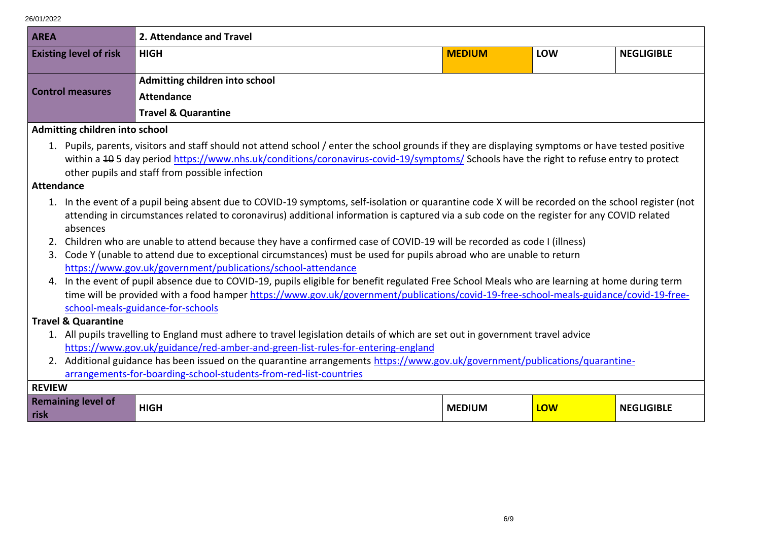26/01/2022

| AREA | 2. Attendance and Travel | | | |
| --- | --- | --- | --- | --- |
| **Existing level of risk** | **HIGH** | **MEDIUM** | **LOW** | **NEGLIGIBLE** |
| **Control measures** | **Admitting children into school**<br>**Attendance**<br>**Travel & Quarantine** | | | |

**Admitting children into school**

1. Pupils, parents, visitors and staff should not attend school / enter the school grounds if they are displaying symptoms or have tested positive within a ~~10~~ 5 day period https://www.nhs.uk/conditions/coronavirus-covid-19/symptoms/ Schools have the right to refuse entry to protect other pupils and staff from possible infection

**Attendance**

1. In the event of a pupil being absent due to COVID-19 symptoms, self-isolation or quarantine code X will be recorded on the school register (not attending in circumstances related to coronavirus) additional information is captured via a sub code on the register for any COVID related absences
2. Children who are unable to attend because they have a confirmed case of COVID-19 will be recorded as code I (illness)
3. Code Y (unable to attend due to exceptional circumstances) must be used for pupils abroad who are unable to return https://www.gov.uk/government/publications/school-attendance
4. In the event of pupil absence due to COVID-19, pupils eligible for benefit regulated Free School Meals who are learning at home during term time will be provided with a food hamper https://www.gov.uk/government/publications/covid-19-free-school-meals-guidance/covid-19-free-school-meals-guidance-for-schools

**Travel & Quarantine**

1. All pupils travelling to England must adhere to travel legislation details of which are set out in government travel advice https://www.gov.uk/guidance/red-amber-and-green-list-rules-for-entering-england
2. Additional guidance has been issued on the quarantine arrangements https://www.gov.uk/government/publications/quarantine-arrangements-for-boarding-school-students-from-red-list-countries

| **REVIEW** | | | | |
| --- | --- | --- | --- | --- |
| **Remaining level of risk** | **HIGH** | **MEDIUM** | **LOW** | **NEGLIGIBLE** |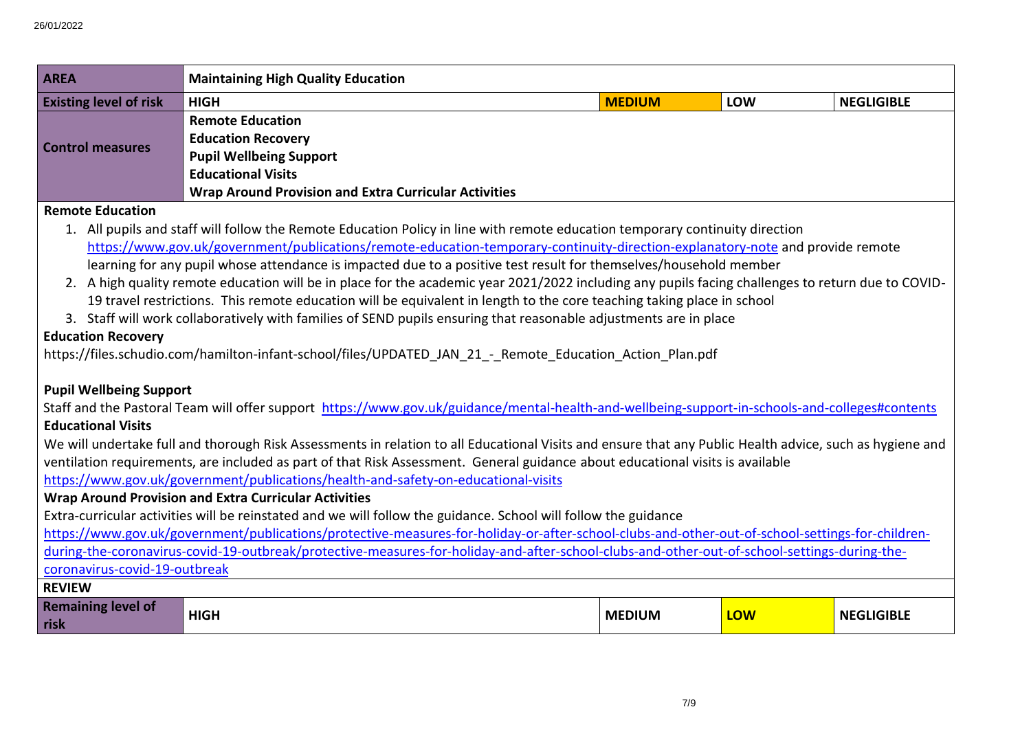| AREA | Maintaining High Quality Education | | | |
|---|---|---|---|---|
| **Existing level of risk** | **HIGH** | **MEDIUM** | **LOW** | **NEGLIGIBLE** |
| **Control measures** | **Remote Education**<br>**Education Recovery**<br>**Pupil Wellbeing Support**<br>**Educational Visits**<br>**Wrap Around Provision and Extra Curricular Activities** | | | |

**Remote Education**

1. All pupils and staff will follow the Remote Education Policy in line with remote education temporary continuity direction https://www.gov.uk/government/publications/remote-education-temporary-continuity-direction-explanatory-note and provide remote learning for any pupil whose attendance is impacted due to a positive test result for themselves/household member
2. A high quality remote education will be in place for the academic year 2021/2022 including any pupils facing challenges to return due to COVID-19 travel restrictions. This remote education will be equivalent in length to the core teaching taking place in school
3. Staff will work collaboratively with families of SEND pupils ensuring that reasonable adjustments are in place

**Education Recovery**

https://files.schudio.com/hamilton-infant-school/files/UPDATED_JAN_21_-_Remote_Education_Action_Plan.pdf

**Pupil Wellbeing Support**

Staff and the Pastoral Team will offer support https://www.gov.uk/guidance/mental-health-and-wellbeing-support-in-schools-and-colleges#contents

**Educational Visits**

We will undertake full and thorough Risk Assessments in relation to all Educational Visits and ensure that any Public Health advice, such as hygiene and ventilation requirements, are included as part of that Risk Assessment. General guidance about educational visits is available https://www.gov.uk/government/publications/health-and-safety-on-educational-visits

**Wrap Around Provision and Extra Curricular Activities**

Extra-curricular activities will be reinstated and we will follow the guidance. School will follow the guidance https://www.gov.uk/government/publications/protective-measures-for-holiday-or-after-school-clubs-and-other-out-of-school-settings-for-children-during-the-coronavirus-covid-19-outbreak/protective-measures-for-holiday-and-after-school-clubs-and-other-out-of-school-settings-during-the-coronavirus-covid-19-outbreak

| REVIEW | | | | |
|---|---|---|---|---|
| **Remaining level of risk** | **HIGH** | **MEDIUM** | **LOW** | **NEGLIGIBLE** |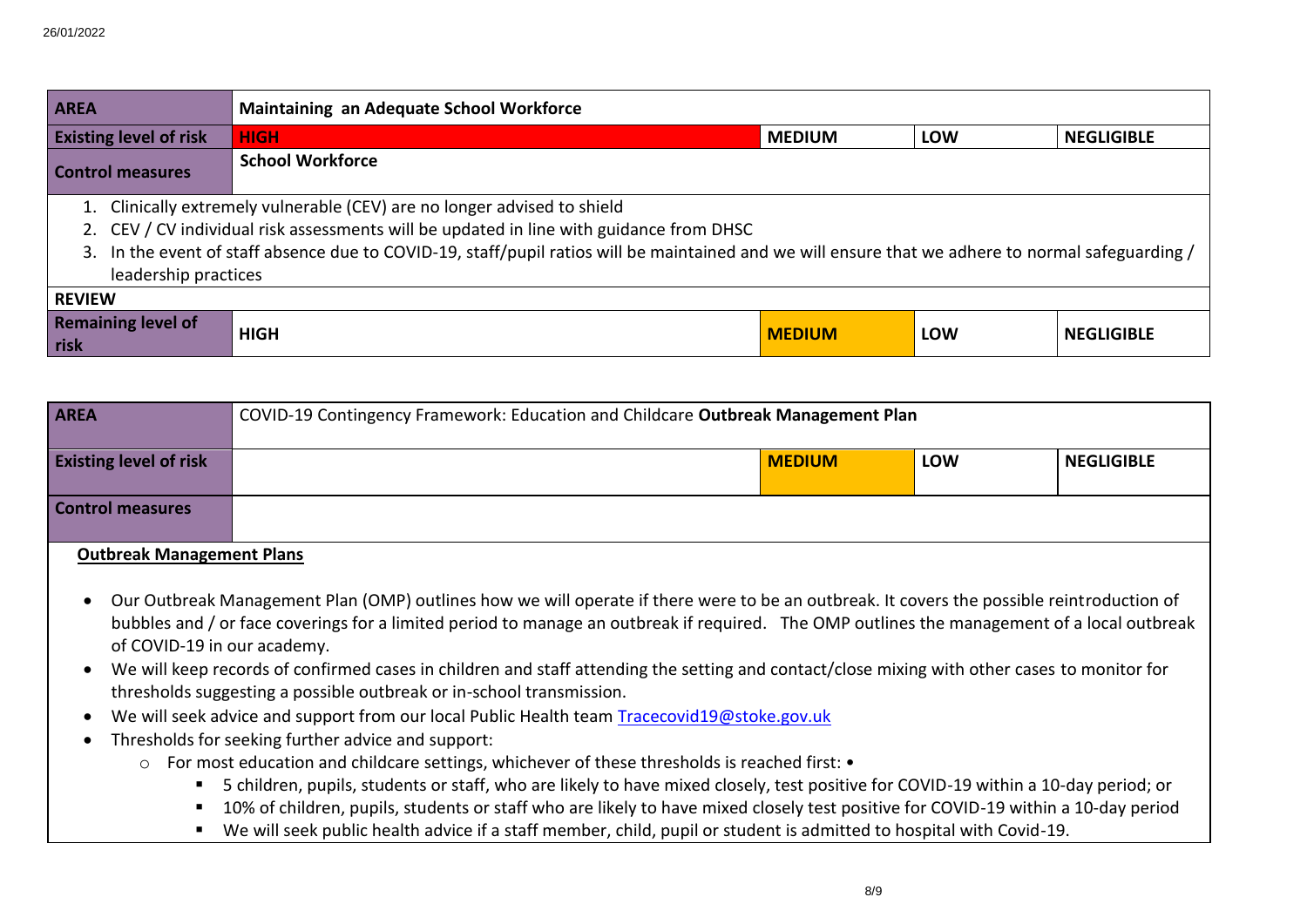| AREA | Maintaining an Adequate School Workforce | | | |
|---|---|---|---|---|
| Existing level of risk | HIGH | MEDIUM | LOW | NEGLIGIBLE |
| Control measures | School Workforce | | | |

1. Clinically extremely vulnerable (CEV) are no longer advised to shield
2. CEV / CV individual risk assessments will be updated in line with guidance from DHSC
3. In the event of staff absence due to COVID-19, staff/pupil ratios will be maintained and we will ensure that we adhere to normal safeguarding / leadership practices

| REVIEW | | | | |
|---|---|---|---|---|
| Remaining level of risk | HIGH | MEDIUM | LOW | NEGLIGIBLE |

| AREA | COVID-19 Contingency Framework: Education and Childcare **Outbreak Management Plan** | | | |
|---|---|---|---|---|
| Existing level of risk | | MEDIUM | LOW | NEGLIGIBLE |
| Control measures | | | | |

**Outbreak Management Plans**

- Our Outbreak Management Plan (OMP) outlines how we will operate if there were to be an outbreak. It covers the possible reintroduction of bubbles and / or face coverings for a limited period to manage an outbreak if required. The OMP outlines the management of a local outbreak of COVID-19 in our academy.
- We will keep records of confirmed cases in children and staff attending the setting and contact/close mixing with other cases to monitor for thresholds suggesting a possible outbreak or in-school transmission.
- We will seek advice and support from our local Public Health team [Tracecovid19@stoke.gov.uk](mailto:Tracecovid19@stoke.gov.uk)
- Thresholds for seeking further advice and support:
  - For most education and childcare settings, whichever of these thresholds is reached first: •
    - 5 children, pupils, students or staff, who are likely to have mixed closely, test positive for COVID-19 within a 10-day period; or
    - 10% of children, pupils, students or staff who are likely to have mixed closely test positive for COVID-19 within a 10-day period
    - We will seek public health advice if a staff member, child, pupil or student is admitted to hospital with Covid-19.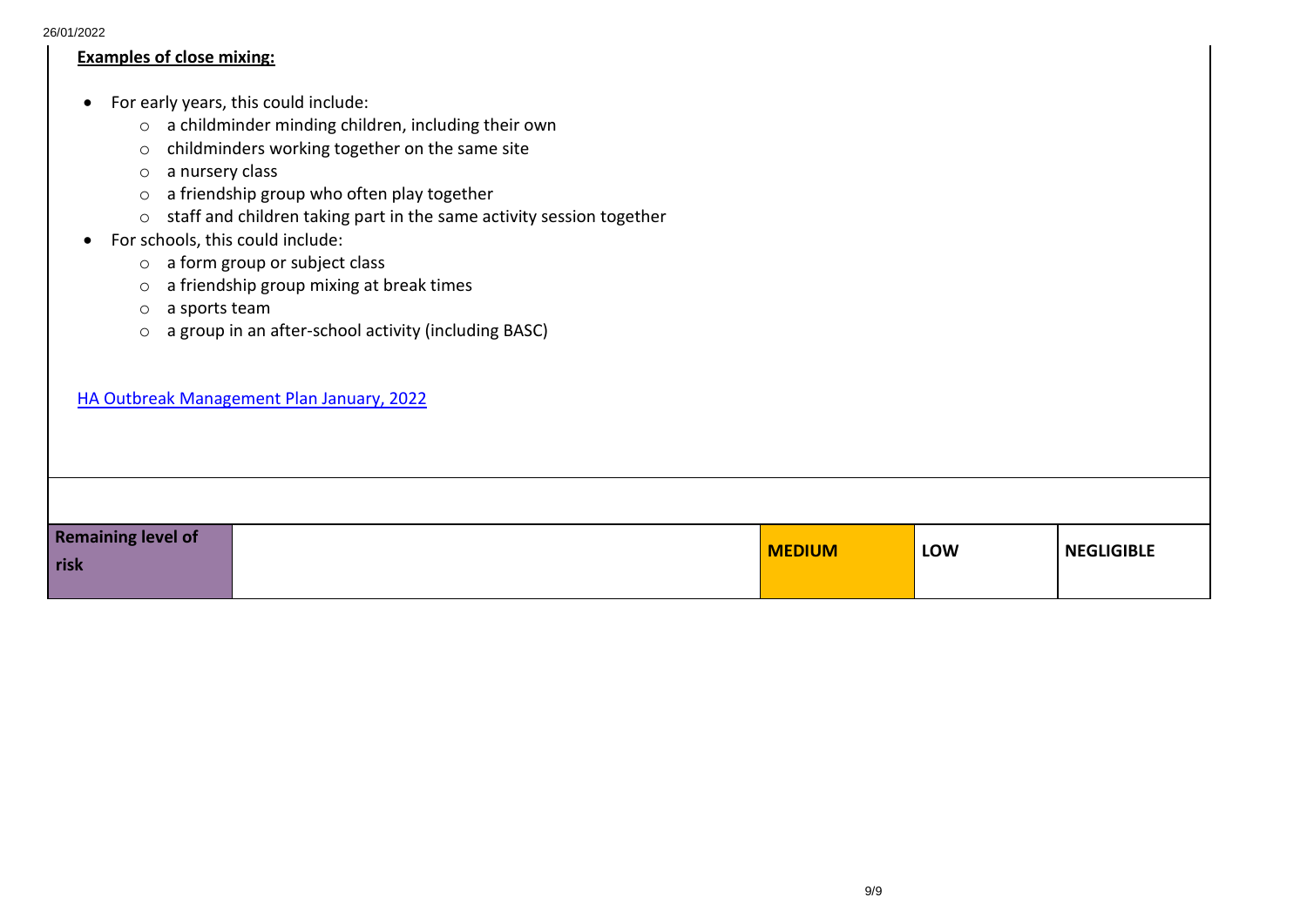**Examples of close mixing:**

- For early years, this could include:
  - a childminder minding children, including their own
  - childminders working together on the same site
  - a nursery class
  - a friendship group who often play together
  - staff and children taking part in the same activity session together
- For schools, this could include:
  - a form group or subject class
  - a friendship group mixing at break times
  - a sports team
  - a group in an after-school activity (including BASC)

HA Outbreak Management Plan January, 2022

| | | | | |
|---|---|---|---|---|
| **Remaining level of risk** | | **MEDIUM** | **LOW** | **NEGLIGIBLE** |